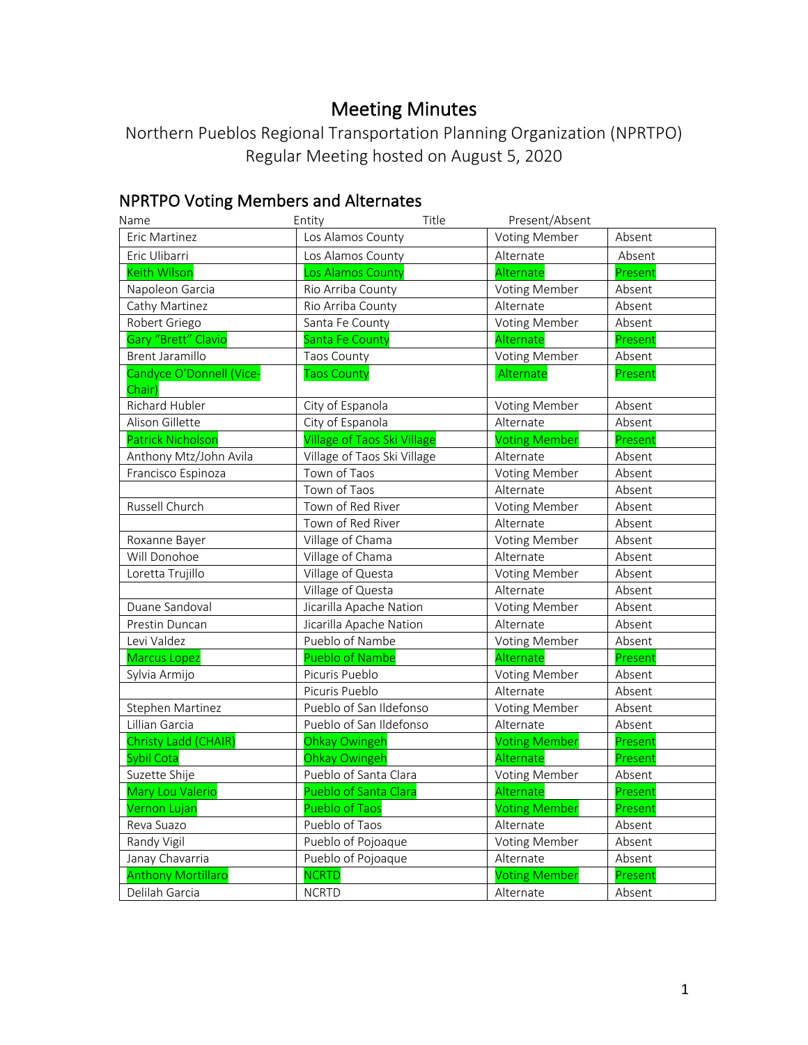# Meeting Minutes

Northern Pueblos Regional Transportation Planning Organization (NPRTPO)
Regular Meeting hosted on August 5, 2020

## NPRTPO Voting Members and Alternates

| Name | Entity | Title | Present/Absent |
|---|---|---|---|
| Eric Martinez | Los Alamos County | Voting Member | Absent |
| Eric Ulibarri | Los Alamos County | Alternate | Absent |
| Keith Wilson | Los Alamos County | Alternate | Present |
| Napoleon Garcia | Rio Arriba County | Voting Member | Absent |
| Cathy Martinez | Rio Arriba County | Alternate | Absent |
| Robert Griego | Santa Fe County | Voting Member | Absent |
| Gary "Brett" Clavio | Santa Fe County | Alternate | Present |
| Brent Jaramillo | Taos County | Voting Member | Absent |
| Candyce O'Donnell (Vice-Chair) | Taos County | Alternate | Present |
| Richard Hubler | City of Espanola | Voting Member | Absent |
| Alison Gillette | City of Espanola | Alternate | Absent |
| Patrick Nicholson | Village of Taos Ski Village | Voting Member | Present |
| Anthony Mtz/John Avila | Village of Taos Ski Village | Alternate | Absent |
| Francisco Espinoza | Town of Taos | Voting Member | Absent |
| | Town of Taos | Alternate | Absent |
| Russell Church | Town of Red River | Voting Member | Absent |
| | Town of Red River | Alternate | Absent |
| Roxanne Bayer | Village of Chama | Voting Member | Absent |
| Will Donohoe | Village of Chama | Alternate | Absent |
| Loretta Trujillo | Village of Questa | Voting Member | Absent |
| | Village of Questa | Alternate | Absent |
| Duane Sandoval | Jicarilla Apache Nation | Voting Member | Absent |
| Prestin Duncan | Jicarilla Apache Nation | Alternate | Absent |
| Levi Valdez | Pueblo of Nambe | Voting Member | Absent |
| Marcus Lopez | Pueblo of Nambe | Alternate | Present |
| Sylvia Armijo | Picuris Pueblo | Voting Member | Absent |
| | Picuris Pueblo | Alternate | Absent |
| Stephen Martinez | Pueblo of San Ildefonso | Voting Member | Absent |
| Lillian Garcia | Pueblo of San Ildefonso | Alternate | Absent |
| Christy Ladd (CHAIR) | Ohkay Owingeh | Voting Member | Present |
| Sybil Cota | Ohkay Owingeh | Alternate | Present |
| Suzette Shije | Pueblo of Santa Clara | Voting Member | Absent |
| Mary Lou Valerio | Pueblo of Santa Clara | Alternate | Present |
| Vernon Lujan | Pueblo of Taos | Voting Member | Present |
| Reva Suazo | Pueblo of Taos | Alternate | Absent |
| Randy Vigil | Pueblo of Pojoaque | Voting Member | Absent |
| Janay Chavarria | Pueblo of Pojoaque | Alternate | Absent |
| Anthony Mortillaro | NCRTD | Voting Member | Present |
| Delilah Garcia | NCRTD | Alternate | Absent |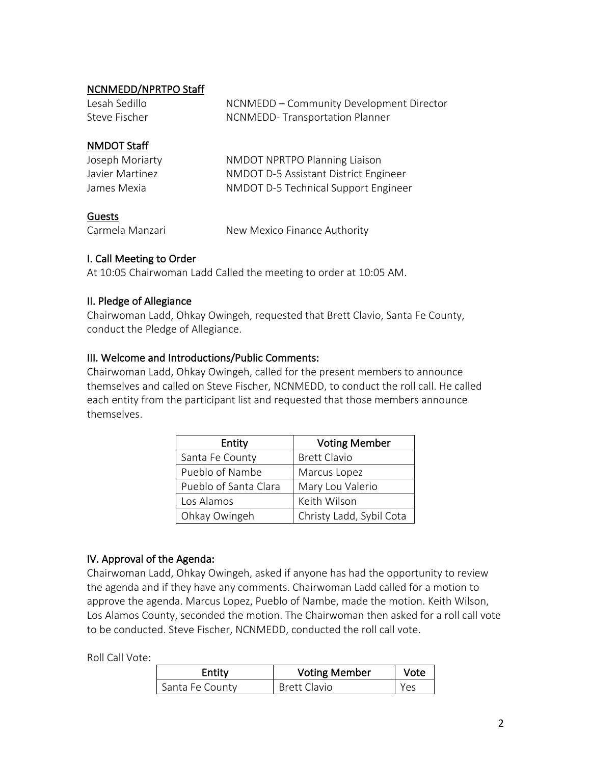#### NCNMEDD/NPRTPO Staff

Lesah Sedillo — NCNMEDD – Community Development Director
Steve Fischer — NCNMEDD- Transportation Planner

#### NMDOT Staff

Joseph Moriarty — NMDOT NPRTPO Planning Liaison
Javier Martinez — NMDOT D-5 Assistant District Engineer
James Mexia — NMDOT D-5 Technical Support Engineer

#### Guests

Carmela Manzari — New Mexico Finance Authority

## I. Call Meeting to Order

At 10:05 Chairwoman Ladd Called the meeting to order at 10:05 AM.

## II. Pledge of Allegiance

Chairwoman Ladd, Ohkay Owingeh, requested that Brett Clavio, Santa Fe County, conduct the Pledge of Allegiance.

## III. Welcome and Introductions/Public Comments:

Chairwoman Ladd, Ohkay Owingeh, called for the present members to announce themselves and called on Steve Fischer, NCNMEDD, to conduct the roll call. He called each entity from the participant list and requested that those members announce themselves.

| Entity | Voting Member |
|---|---|
| Santa Fe County | Brett Clavio |
| Pueblo of Nambe | Marcus Lopez |
| Pueblo of Santa Clara | Mary Lou Valerio |
| Los Alamos | Keith Wilson |
| Ohkay Owingeh | Christy Ladd, Sybil Cota |

## IV. Approval of the Agenda:

Chairwoman Ladd, Ohkay Owingeh, asked if anyone has had the opportunity to review the agenda and if they have any comments. Chairwoman Ladd called for a motion to approve the agenda. Marcus Lopez, Pueblo of Nambe, made the motion. Keith Wilson, Los Alamos County, seconded the motion. The Chairwoman then asked for a roll call vote to be conducted. Steve Fischer, NCNMEDD, conducted the roll call vote.

Roll Call Vote:

| Entity | Voting Member | Vote |
|---|---|---|
| Santa Fe County | Brett Clavio | Yes |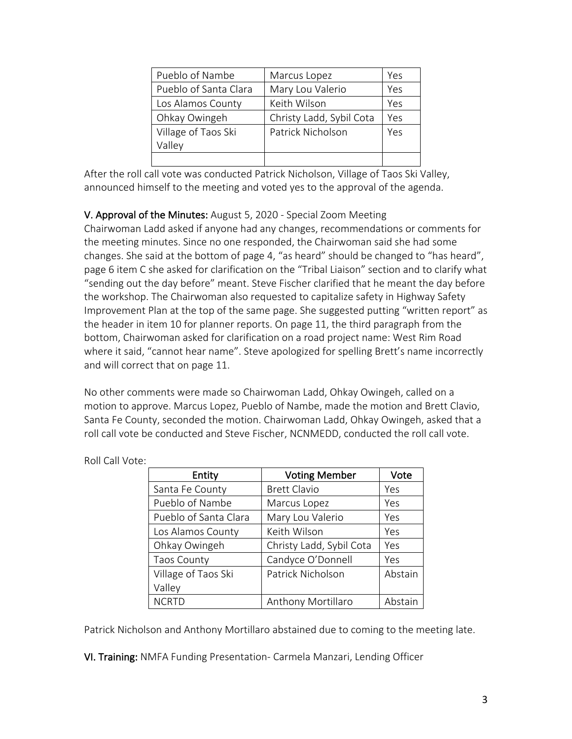| Pueblo of Nambe | Marcus Lopez | Yes |
|---|---|---|
| Pueblo of Santa Clara | Mary Lou Valerio | Yes |
| Los Alamos County | Keith Wilson | Yes |
| Ohkay Owingeh | Christy Ladd, Sybil Cota | Yes |
| Village of Taos Ski Valley | Patrick Nicholson | Yes |
| | | |

After the roll call vote was conducted Patrick Nicholson, Village of Taos Ski Valley, announced himself to the meeting and voted yes to the approval of the agenda.

**V. Approval of the Minutes:** August 5, 2020 - Special Zoom Meeting
Chairwoman Ladd asked if anyone had any changes, recommendations or comments for the meeting minutes. Since no one responded, the Chairwoman said she had some changes. She said at the bottom of page 4, "as heard" should be changed to "has heard", page 6 item C she asked for clarification on the "Tribal Liaison" section and to clarify what "sending out the day before" meant. Steve Fischer clarified that he meant the day before the workshop. The Chairwoman also requested to capitalize safety in Highway Safety Improvement Plan at the top of the same page. She suggested putting "written report" as the header in item 10 for planner reports. On page 11, the third paragraph from the bottom, Chairwoman asked for clarification on a road project name: West Rim Road where it said, "cannot hear name". Steve apologized for spelling Brett's name incorrectly and will correct that on page 11.

No other comments were made so Chairwoman Ladd, Ohkay Owingeh, called on a motion to approve. Marcus Lopez, Pueblo of Nambe, made the motion and Brett Clavio, Santa Fe County, seconded the motion. Chairwoman Ladd, Ohkay Owingeh, asked that a roll call vote be conducted and Steve Fischer, NCNMEDD, conducted the roll call vote.

Roll Call Vote:

| Entity | Voting Member | Vote |
|---|---|---|
| Santa Fe County | Brett Clavio | Yes |
| Pueblo of Nambe | Marcus Lopez | Yes |
| Pueblo of Santa Clara | Mary Lou Valerio | Yes |
| Los Alamos County | Keith Wilson | Yes |
| Ohkay Owingeh | Christy Ladd, Sybil Cota | Yes |
| Taos County | Candyce O'Donnell | Yes |
| Village of Taos Ski Valley | Patrick Nicholson | Abstain |
| NCRTD | Anthony Mortillaro | Abstain |

Patrick Nicholson and Anthony Mortillaro abstained due to coming to the meeting late.

**VI. Training:** NMFA Funding Presentation- Carmela Manzari, Lending Officer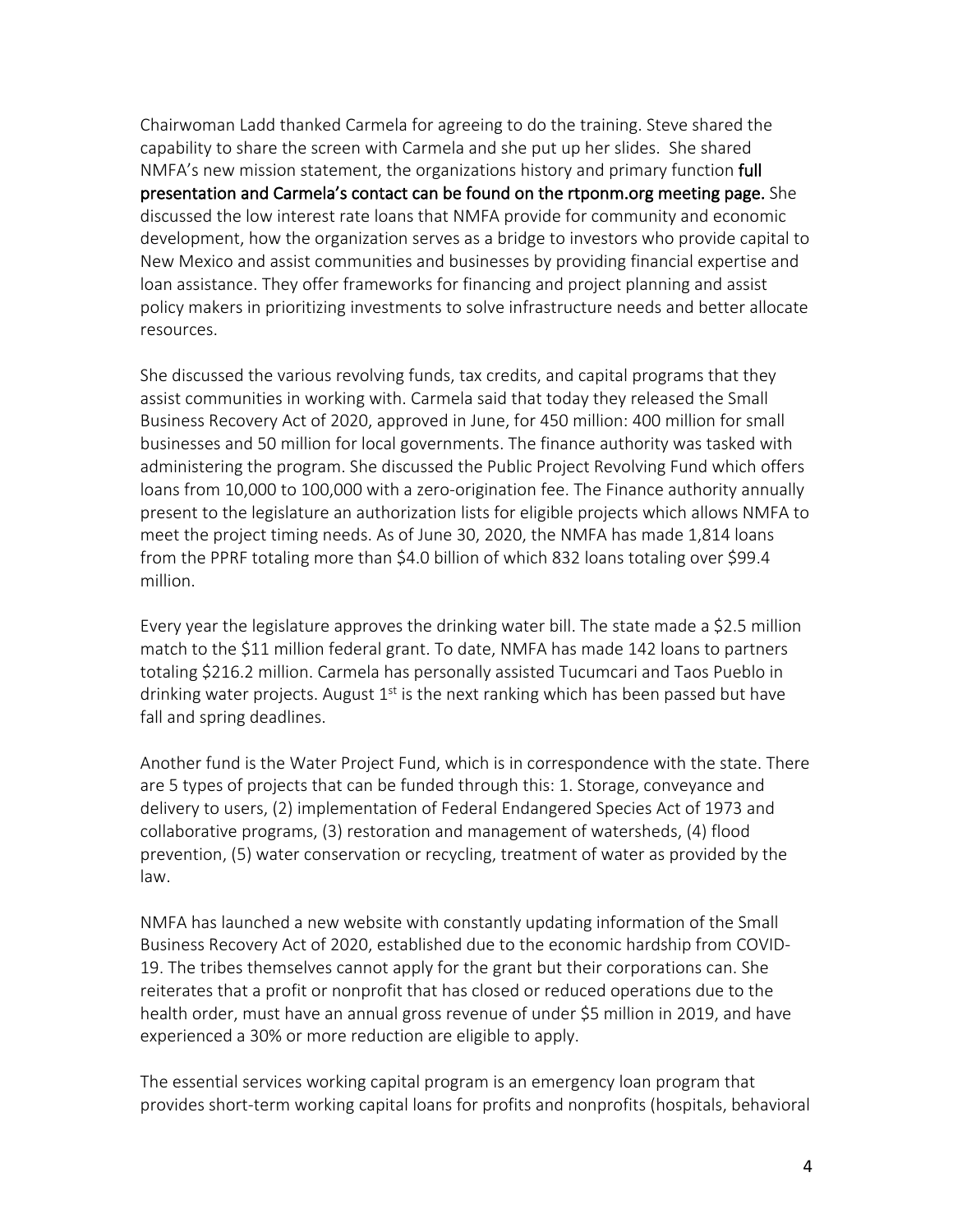Chairwoman Ladd thanked Carmela for agreeing to do the training. Steve shared the capability to share the screen with Carmela and she put up her slides. She shared NMFA's new mission statement, the organizations history and primary function **full presentation and Carmela's contact can be found on the rtponm.org meeting page.** She discussed the low interest rate loans that NMFA provide for community and economic development, how the organization serves as a bridge to investors who provide capital to New Mexico and assist communities and businesses by providing financial expertise and loan assistance. They offer frameworks for financing and project planning and assist policy makers in prioritizing investments to solve infrastructure needs and better allocate resources.

She discussed the various revolving funds, tax credits, and capital programs that they assist communities in working with. Carmela said that today they released the Small Business Recovery Act of 2020, approved in June, for 450 million: 400 million for small businesses and 50 million for local governments. The finance authority was tasked with administering the program. She discussed the Public Project Revolving Fund which offers loans from 10,000 to 100,000 with a zero-origination fee. The Finance authority annually present to the legislature an authorization lists for eligible projects which allows NMFA to meet the project timing needs. As of June 30, 2020, the NMFA has made 1,814 loans from the PPRF totaling more than $4.0 billion of which 832 loans totaling over $99.4 million.

Every year the legislature approves the drinking water bill. The state made a $2.5 million match to the $11 million federal grant. To date, NMFA has made 142 loans to partners totaling $216.2 million. Carmela has personally assisted Tucumcari and Taos Pueblo in drinking water projects. August 1st is the next ranking which has been passed but have fall and spring deadlines.

Another fund is the Water Project Fund, which is in correspondence with the state. There are 5 types of projects that can be funded through this: 1. Storage, conveyance and delivery to users, (2) implementation of Federal Endangered Species Act of 1973 and collaborative programs, (3) restoration and management of watersheds, (4) flood prevention, (5) water conservation or recycling, treatment of water as provided by the law.

NMFA has launched a new website with constantly updating information of the Small Business Recovery Act of 2020, established due to the economic hardship from COVID-19. The tribes themselves cannot apply for the grant but their corporations can. She reiterates that a profit or nonprofit that has closed or reduced operations due to the health order, must have an annual gross revenue of under $5 million in 2019, and have experienced a 30% or more reduction are eligible to apply.

The essential services working capital program is an emergency loan program that provides short-term working capital loans for profits and nonprofits (hospitals, behavioral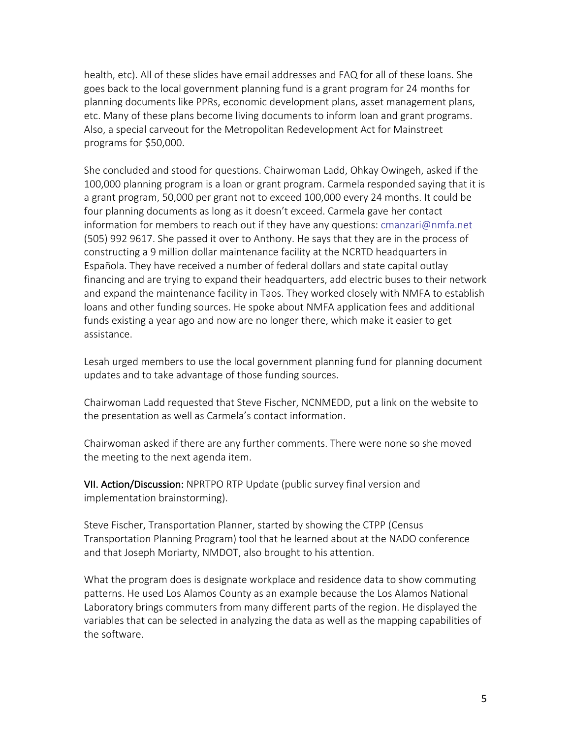health, etc). All of these slides have email addresses and FAQ for all of these loans. She goes back to the local government planning fund is a grant program for 24 months for planning documents like PPRs, economic development plans, asset management plans, etc. Many of these plans become living documents to inform loan and grant programs. Also, a special carveout for the Metropolitan Redevelopment Act for Mainstreet programs for $50,000.

She concluded and stood for questions. Chairwoman Ladd, Ohkay Owingeh, asked if the 100,000 planning program is a loan or grant program. Carmela responded saying that it is a grant program, 50,000 per grant not to exceed 100,000 every 24 months. It could be four planning documents as long as it doesn't exceed. Carmela gave her contact information for members to reach out if they have any questions: cmanzari@nmfa.net (505) 992 9617. She passed it over to Anthony. He says that they are in the process of constructing a 9 million dollar maintenance facility at the NCRTD headquarters in Española. They have received a number of federal dollars and state capital outlay financing and are trying to expand their headquarters, add electric buses to their network and expand the maintenance facility in Taos. They worked closely with NMFA to establish loans and other funding sources. He spoke about NMFA application fees and additional funds existing a year ago and now are no longer there, which make it easier to get assistance.

Lesah urged members to use the local government planning fund for planning document updates and to take advantage of those funding sources.

Chairwoman Ladd requested that Steve Fischer, NCNMEDD, put a link on the website to the presentation as well as Carmela's contact information.

Chairwoman asked if there are any further comments. There were none so she moved the meeting to the next agenda item.

**VII. Action/Discussion:** NPRTPO RTP Update (public survey final version and implementation brainstorming).

Steve Fischer, Transportation Planner, started by showing the CTPP (Census Transportation Planning Program) tool that he learned about at the NADO conference and that Joseph Moriarty, NMDOT, also brought to his attention.

What the program does is designate workplace and residence data to show commuting patterns. He used Los Alamos County as an example because the Los Alamos National Laboratory brings commuters from many different parts of the region. He displayed the variables that can be selected in analyzing the data as well as the mapping capabilities of the software.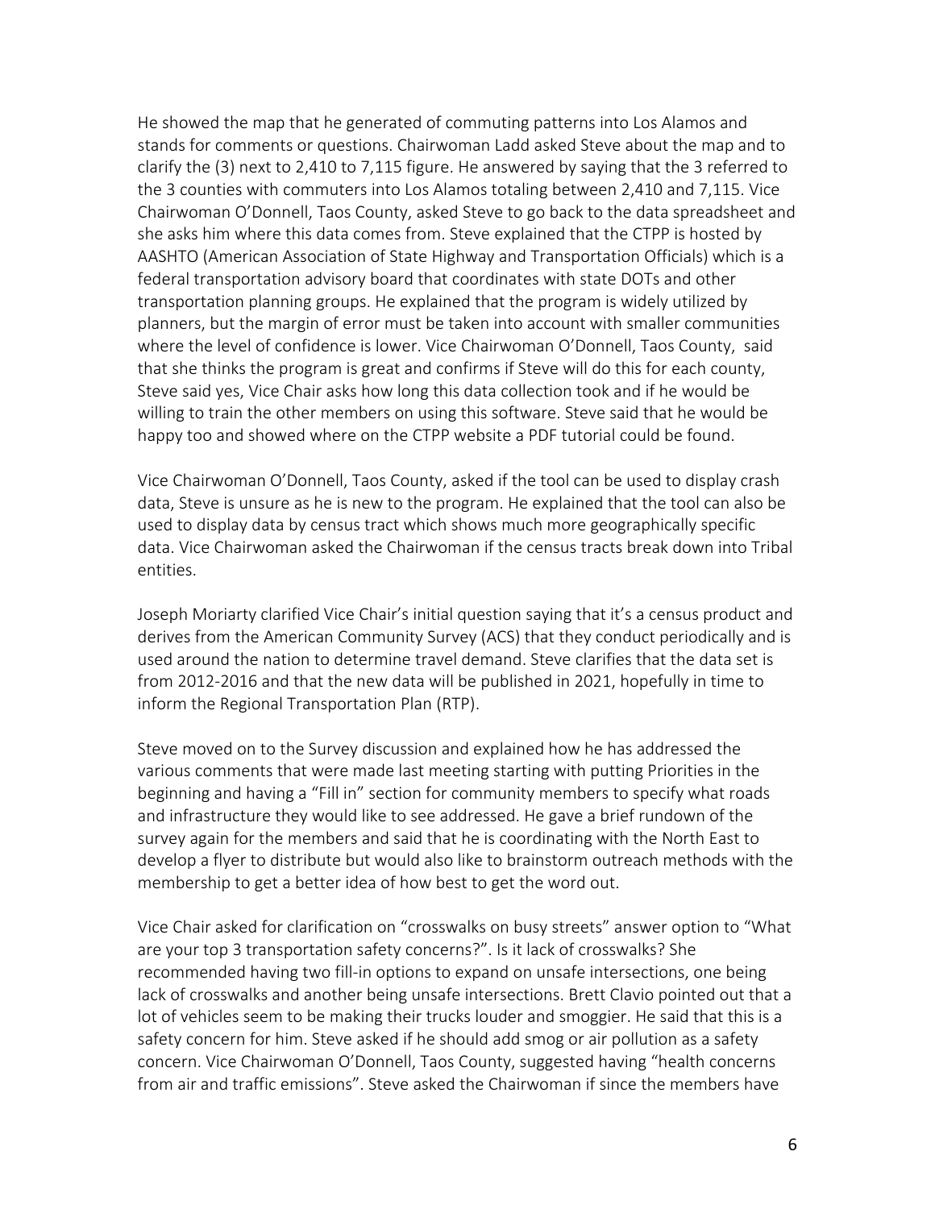He showed the map that he generated of commuting patterns into Los Alamos and stands for comments or questions. Chairwoman Ladd asked Steve about the map and to clarify the (3) next to 2,410 to 7,115 figure. He answered by saying that the 3 referred to the 3 counties with commuters into Los Alamos totaling between 2,410 and 7,115. Vice Chairwoman O'Donnell, Taos County, asked Steve to go back to the data spreadsheet and she asks him where this data comes from. Steve explained that the CTPP is hosted by AASHTO (American Association of State Highway and Transportation Officials) which is a federal transportation advisory board that coordinates with state DOTs and other transportation planning groups. He explained that the program is widely utilized by planners, but the margin of error must be taken into account with smaller communities where the level of confidence is lower. Vice Chairwoman O'Donnell, Taos County, said that she thinks the program is great and confirms if Steve will do this for each county, Steve said yes, Vice Chair asks how long this data collection took and if he would be willing to train the other members on using this software. Steve said that he would be happy too and showed where on the CTPP website a PDF tutorial could be found.

Vice Chairwoman O'Donnell, Taos County, asked if the tool can be used to display crash data, Steve is unsure as he is new to the program. He explained that the tool can also be used to display data by census tract which shows much more geographically specific data. Vice Chairwoman asked the Chairwoman if the census tracts break down into Tribal entities.

Joseph Moriarty clarified Vice Chair's initial question saying that it's a census product and derives from the American Community Survey (ACS) that they conduct periodically and is used around the nation to determine travel demand. Steve clarifies that the data set is from 2012-2016 and that the new data will be published in 2021, hopefully in time to inform the Regional Transportation Plan (RTP).

Steve moved on to the Survey discussion and explained how he has addressed the various comments that were made last meeting starting with putting Priorities in the beginning and having a "Fill in" section for community members to specify what roads and infrastructure they would like to see addressed. He gave a brief rundown of the survey again for the members and said that he is coordinating with the North East to develop a flyer to distribute but would also like to brainstorm outreach methods with the membership to get a better idea of how best to get the word out.

Vice Chair asked for clarification on "crosswalks on busy streets" answer option to "What are your top 3 transportation safety concerns?". Is it lack of crosswalks? She recommended having two fill-in options to expand on unsafe intersections, one being lack of crosswalks and another being unsafe intersections. Brett Clavio pointed out that a lot of vehicles seem to be making their trucks louder and smoggier. He said that this is a safety concern for him. Steve asked if he should add smog or air pollution as a safety concern. Vice Chairwoman O'Donnell, Taos County, suggested having "health concerns from air and traffic emissions". Steve asked the Chairwoman if since the members have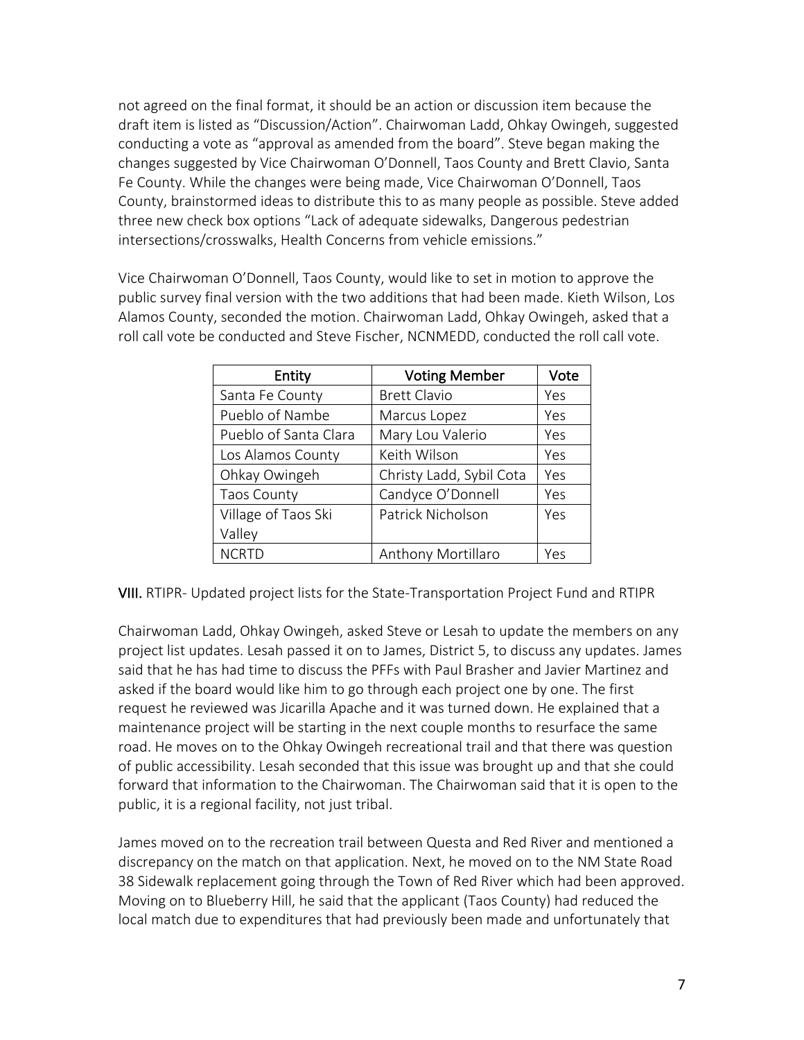not agreed on the final format, it should be an action or discussion item because the draft item is listed as "Discussion/Action". Chairwoman Ladd, Ohkay Owingeh, suggested conducting a vote as "approval as amended from the board". Steve began making the changes suggested by Vice Chairwoman O'Donnell, Taos County and Brett Clavio, Santa Fe County. While the changes were being made, Vice Chairwoman O'Donnell, Taos County, brainstormed ideas to distribute this to as many people as possible. Steve added three new check box options "Lack of adequate sidewalks, Dangerous pedestrian intersections/crosswalks, Health Concerns from vehicle emissions."

Vice Chairwoman O'Donnell, Taos County, would like to set in motion to approve the public survey final version with the two additions that had been made. Kieth Wilson, Los Alamos County, seconded the motion. Chairwoman Ladd, Ohkay Owingeh, asked that a roll call vote be conducted and Steve Fischer, NCNMEDD, conducted the roll call vote.

| Entity | Voting Member | Vote |
|---|---|---|
| Santa Fe County | Brett Clavio | Yes |
| Pueblo of Nambe | Marcus Lopez | Yes |
| Pueblo of Santa Clara | Mary Lou Valerio | Yes |
| Los Alamos County | Keith Wilson | Yes |
| Ohkay Owingeh | Christy Ladd, Sybil Cota | Yes |
| Taos County | Candyce O'Donnell | Yes |
| Village of Taos Ski Valley | Patrick Nicholson | Yes |
| NCRTD | Anthony Mortillaro | Yes |

**VIII.** RTIPR- Updated project lists for the State-Transportation Project Fund and RTIPR

Chairwoman Ladd, Ohkay Owingeh, asked Steve or Lesah to update the members on any project list updates. Lesah passed it on to James, District 5, to discuss any updates. James said that he has had time to discuss the PFFs with Paul Brasher and Javier Martinez and asked if the board would like him to go through each project one by one. The first request he reviewed was Jicarilla Apache and it was turned down. He explained that a maintenance project will be starting in the next couple months to resurface the same road. He moves on to the Ohkay Owingeh recreational trail and that there was question of public accessibility. Lesah seconded that this issue was brought up and that she could forward that information to the Chairwoman. The Chairwoman said that it is open to the public, it is a regional facility, not just tribal.

James moved on to the recreation trail between Questa and Red River and mentioned a discrepancy on the match on that application. Next, he moved on to the NM State Road 38 Sidewalk replacement going through the Town of Red River which had been approved. Moving on to Blueberry Hill, he said that the applicant (Taos County) had reduced the local match due to expenditures that had previously been made and unfortunately that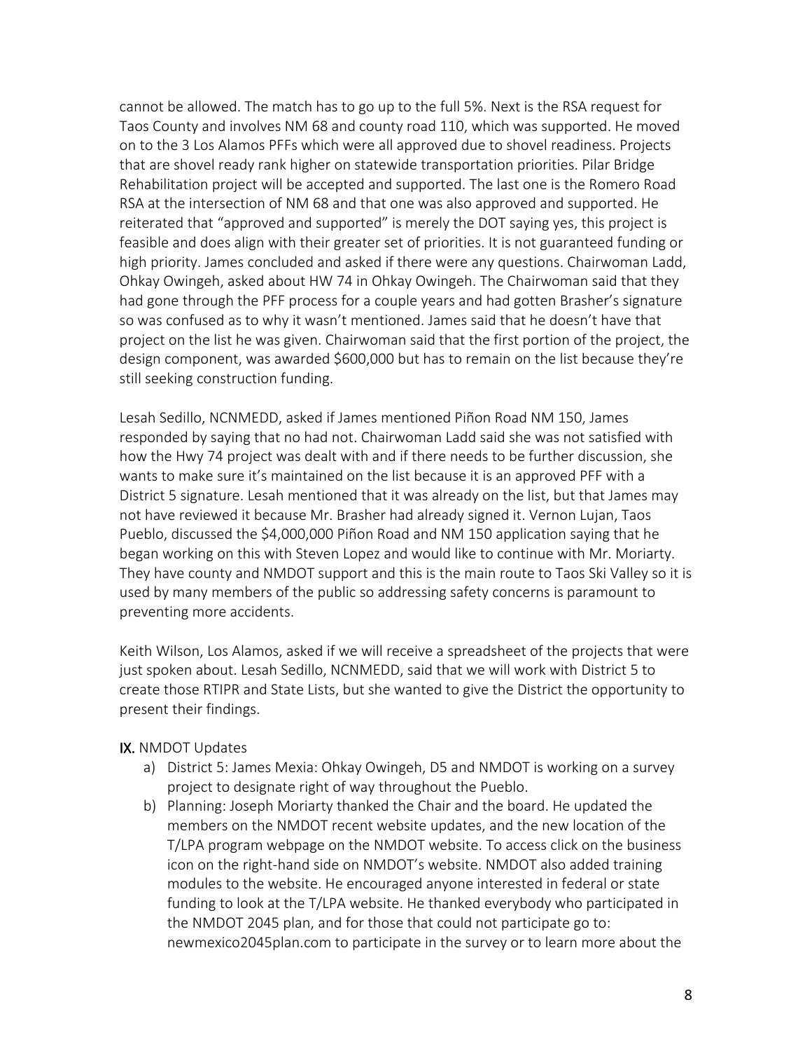cannot be allowed. The match has to go up to the full 5%. Next is the RSA request for Taos County and involves NM 68 and county road 110, which was supported. He moved on to the 3 Los Alamos PFFs which were all approved due to shovel readiness. Projects that are shovel ready rank higher on statewide transportation priorities. Pilar Bridge Rehabilitation project will be accepted and supported. The last one is the Romero Road RSA at the intersection of NM 68 and that one was also approved and supported. He reiterated that "approved and supported" is merely the DOT saying yes, this project is feasible and does align with their greater set of priorities. It is not guaranteed funding or high priority. James concluded and asked if there were any questions. Chairwoman Ladd, Ohkay Owingeh, asked about HW 74 in Ohkay Owingeh. The Chairwoman said that they had gone through the PFF process for a couple years and had gotten Brasher's signature so was confused as to why it wasn't mentioned. James said that he doesn't have that project on the list he was given. Chairwoman said that the first portion of the project, the design component, was awarded $600,000 but has to remain on the list because they're still seeking construction funding.

Lesah Sedillo, NCNMEDD, asked if James mentioned Piñon Road NM 150, James responded by saying that no had not. Chairwoman Ladd said she was not satisfied with how the Hwy 74 project was dealt with and if there needs to be further discussion, she wants to make sure it's maintained on the list because it is an approved PFF with a District 5 signature. Lesah mentioned that it was already on the list, but that James may not have reviewed it because Mr. Brasher had already signed it. Vernon Lujan, Taos Pueblo, discussed the $4,000,000 Piñon Road and NM 150 application saying that he began working on this with Steven Lopez and would like to continue with Mr. Moriarty. They have county and NMDOT support and this is the main route to Taos Ski Valley so it is used by many members of the public so addressing safety concerns is paramount to preventing more accidents.

Keith Wilson, Los Alamos, asked if we will receive a spreadsheet of the projects that were just spoken about. Lesah Sedillo, NCNMEDD, said that we will work with District 5 to create those RTIPR and State Lists, but she wanted to give the District the opportunity to present their findings.

**IX.** NMDOT Updates

a) District 5: James Mexia: Ohkay Owingeh, D5 and NMDOT is working on a survey project to designate right of way throughout the Pueblo.
b) Planning: Joseph Moriarty thanked the Chair and the board. He updated the members on the NMDOT recent website updates, and the new location of the T/LPA program webpage on the NMDOT website. To access click on the business icon on the right-hand side on NMDOT's website. NMDOT also added training modules to the website. He encouraged anyone interested in federal or state funding to look at the T/LPA website. He thanked everybody who participated in the NMDOT 2045 plan, and for those that could not participate go to: newmexico2045plan.com to participate in the survey or to learn more about the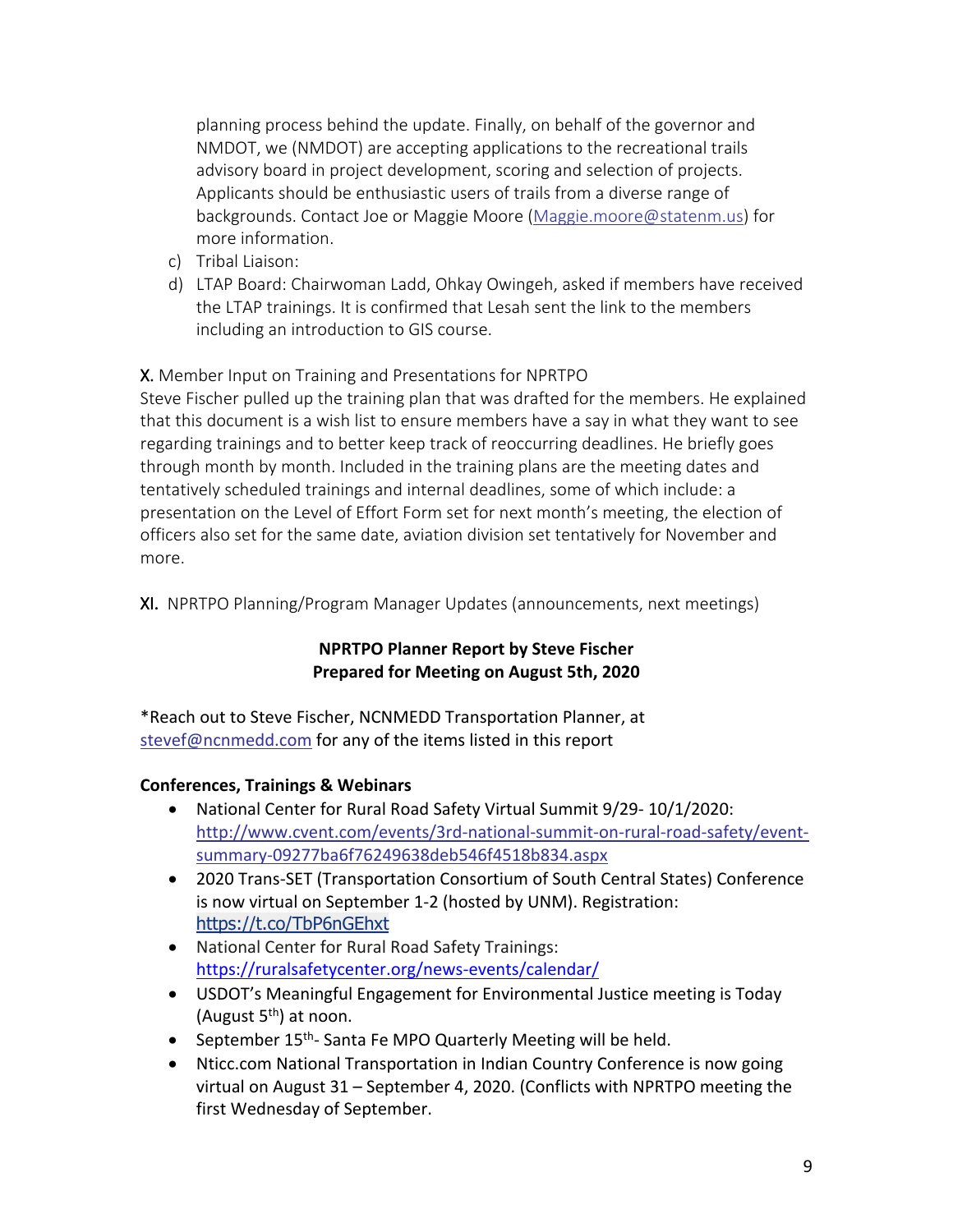planning process behind the update. Finally, on behalf of the governor and NMDOT, we (NMDOT) are accepting applications to the recreational trails advisory board in project development, scoring and selection of projects. Applicants should be enthusiastic users of trails from a diverse range of backgrounds. Contact Joe or Maggie Moore (Maggie.moore@statenm.us) for more information.

c) Tribal Liaison:

d) LTAP Board: Chairwoman Ladd, Ohkay Owingeh, asked if members have received the LTAP trainings. It is confirmed that Lesah sent the link to the members including an introduction to GIS course.

X. Member Input on Training and Presentations for NPRTPO

Steve Fischer pulled up the training plan that was drafted for the members. He explained that this document is a wish list to ensure members have a say in what they want to see regarding trainings and to better keep track of reoccurring deadlines. He briefly goes through month by month. Included in the training plans are the meeting dates and tentatively scheduled trainings and internal deadlines, some of which include: a presentation on the Level of Effort Form set for next month's meeting, the election of officers also set for the same date, aviation division set tentatively for November and more.

XI. NPRTPO Planning/Program Manager Updates (announcements, next meetings)

**NPRTPO Planner Report by Steve Fischer**
**Prepared for Meeting on August 5th, 2020**

*Reach out to Steve Fischer, NCNMEDD Transportation Planner, at stevef@ncnmedd.com for any of the items listed in this report

**Conferences, Trainings & Webinars**

- National Center for Rural Road Safety Virtual Summit 9/29- 10/1/2020: http://www.cvent.com/events/3rd-national-summit-on-rural-road-safety/event-summary-09277ba6f76249638deb546f4518b834.aspx
- 2020 Trans-SET (Transportation Consortium of South Central States) Conference is now virtual on September 1-2 (hosted by UNM). Registration: https://t.co/TbP6nGEhxt
- National Center for Rural Road Safety Trainings: https://ruralsafetycenter.org/news-events/calendar/
- USDOT's Meaningful Engagement for Environmental Justice meeting is Today (August 5th) at noon.
- September 15th- Santa Fe MPO Quarterly Meeting will be held.
- Nticc.com National Transportation in Indian Country Conference is now going virtual on August 31 – September 4, 2020. (Conflicts with NPRTPO meeting the first Wednesday of September.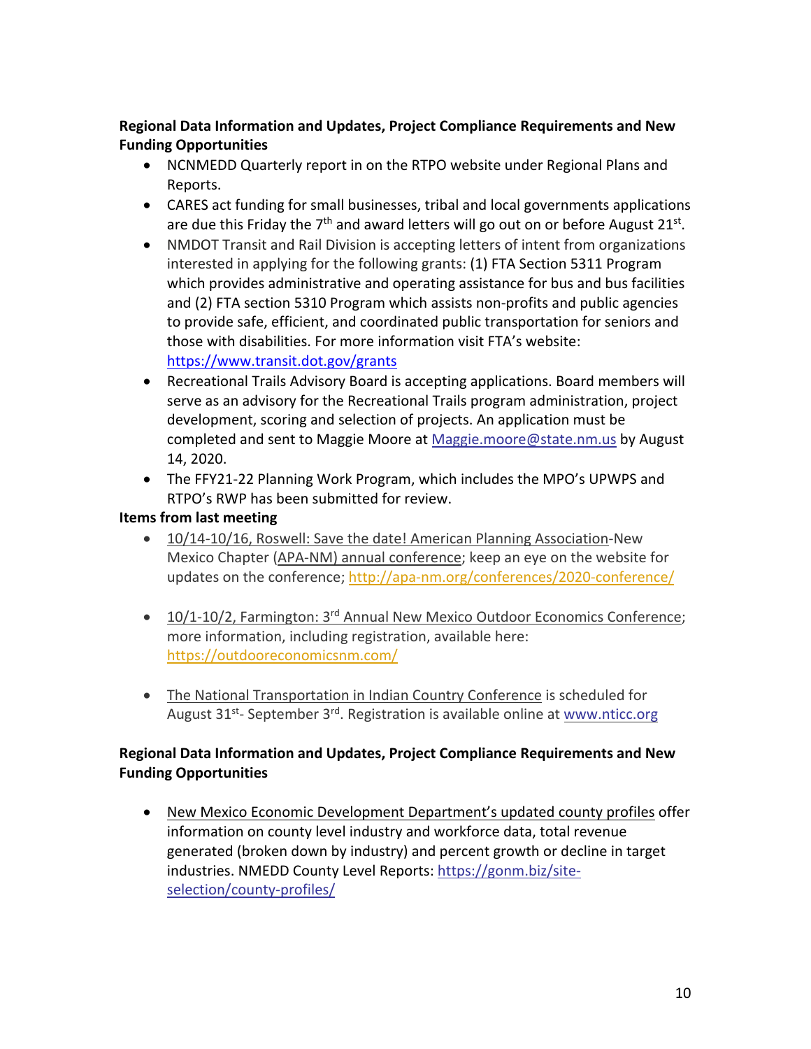**Regional Data Information and Updates, Project Compliance Requirements and New Funding Opportunities**

- NCNMEDD Quarterly report in on the RTPO website under Regional Plans and Reports.
- CARES act funding for small businesses, tribal and local governments applications are due this Friday the 7th and award letters will go out on or before August 21st.
- NMDOT Transit and Rail Division is accepting letters of intent from organizations interested in applying for the following grants: (1) FTA Section 5311 Program which provides administrative and operating assistance for bus and bus facilities and (2) FTA section 5310 Program which assists non-profits and public agencies to provide safe, efficient, and coordinated public transportation for seniors and those with disabilities. For more information visit FTA's website: https://www.transit.dot.gov/grants
- Recreational Trails Advisory Board is accepting applications. Board members will serve as an advisory for the Recreational Trails program administration, project development, scoring and selection of projects. An application must be completed and sent to Maggie Moore at Maggie.moore@state.nm.us by August 14, 2020.
- The FFY21-22 Planning Work Program, which includes the MPO's UPWPS and RTPO's RWP has been submitted for review.

**Items from last meeting**

- 10/14-10/16, Roswell: Save the date! American Planning Association-New Mexico Chapter (APA-NM) annual conference; keep an eye on the website for updates on the conference; http://apa-nm.org/conferences/2020-conference/
- 10/1-10/2, Farmington: 3rd Annual New Mexico Outdoor Economics Conference; more information, including registration, available here: https://outdooreconomicsnm.com/
- The National Transportation in Indian Country Conference is scheduled for August 31st- September 3rd. Registration is available online at www.nticc.org

**Regional Data Information and Updates, Project Compliance Requirements and New Funding Opportunities**

- New Mexico Economic Development Department's updated county profiles offer information on county level industry and workforce data, total revenue generated (broken down by industry) and percent growth or decline in target industries. NMEDD County Level Reports: https://gonm.biz/site-selection/county-profiles/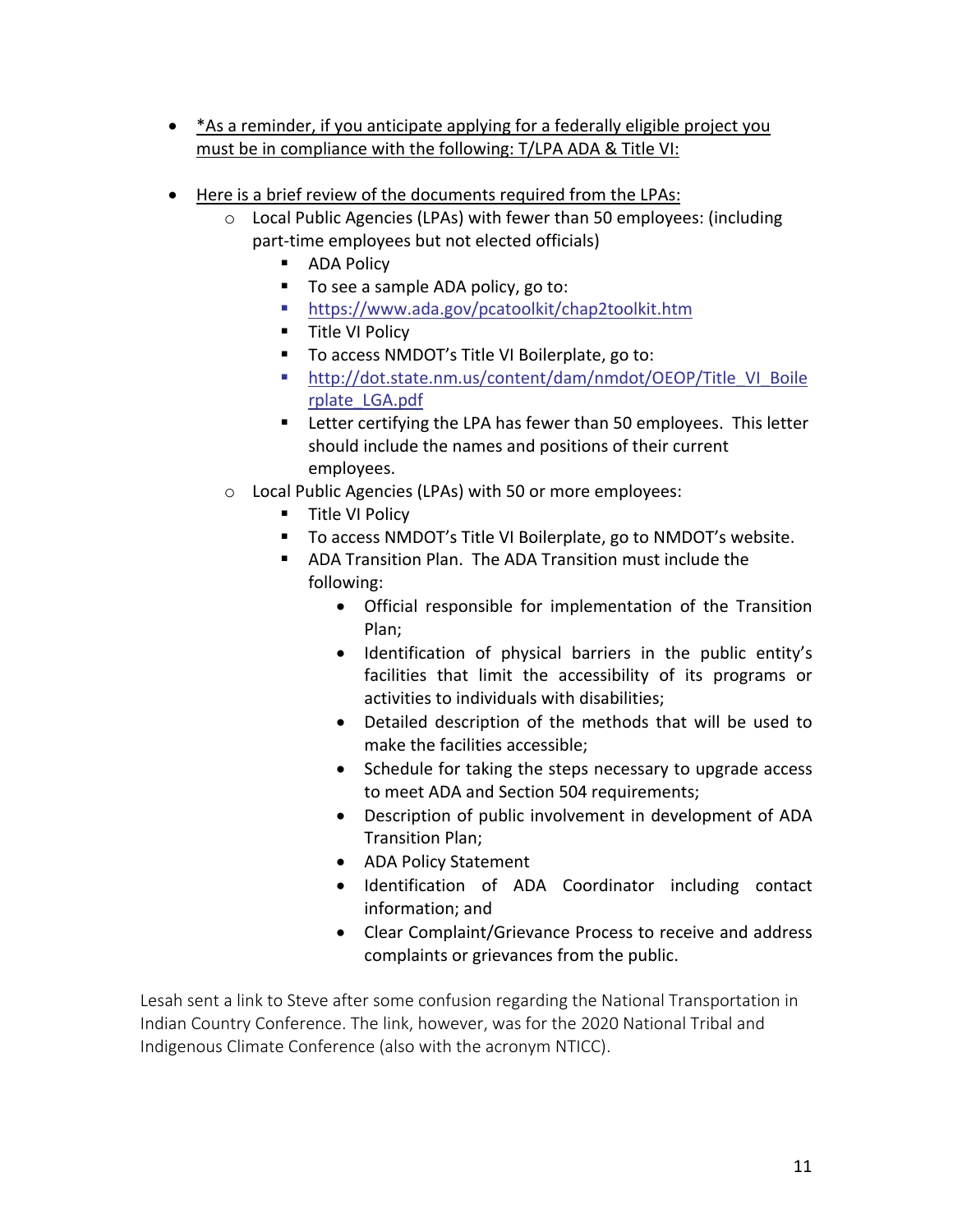- <u>*As a reminder, if you anticipate applying for a federally eligible project you must be in compliance with the following: T/LPA ADA & Title VI:</u>

- <u>Here is a brief review of the documents required from the LPAs:</u>
  - Local Public Agencies (LPAs) with fewer than 50 employees: (including part-time employees but not elected officials)
    - ADA Policy
    - To see a sample ADA policy, go to:
    - https://www.ada.gov/pcatoolkit/chap2toolkit.htm
    - Title VI Policy
    - To access NMDOT's Title VI Boilerplate, go to:
    - http://dot.state.nm.us/content/dam/nmdot/OEOP/Title_VI_Boilerplate_LGA.pdf
    - Letter certifying the LPA has fewer than 50 employees. This letter should include the names and positions of their current employees.
  - Local Public Agencies (LPAs) with 50 or more employees:
    - Title VI Policy
    - To access NMDOT's Title VI Boilerplate, go to NMDOT's website.
    - ADA Transition Plan. The ADA Transition must include the following:
      - Official responsible for implementation of the Transition Plan;
      - Identification of physical barriers in the public entity's facilities that limit the accessibility of its programs or activities to individuals with disabilities;
      - Detailed description of the methods that will be used to make the facilities accessible;
      - Schedule for taking the steps necessary to upgrade access to meet ADA and Section 504 requirements;
      - Description of public involvement in development of ADA Transition Plan;
      - ADA Policy Statement
      - Identification of ADA Coordinator including contact information; and
      - Clear Complaint/Grievance Process to receive and address complaints or grievances from the public.

Lesah sent a link to Steve after some confusion regarding the National Transportation in Indian Country Conference. The link, however, was for the 2020 National Tribal and Indigenous Climate Conference (also with the acronym NTICC).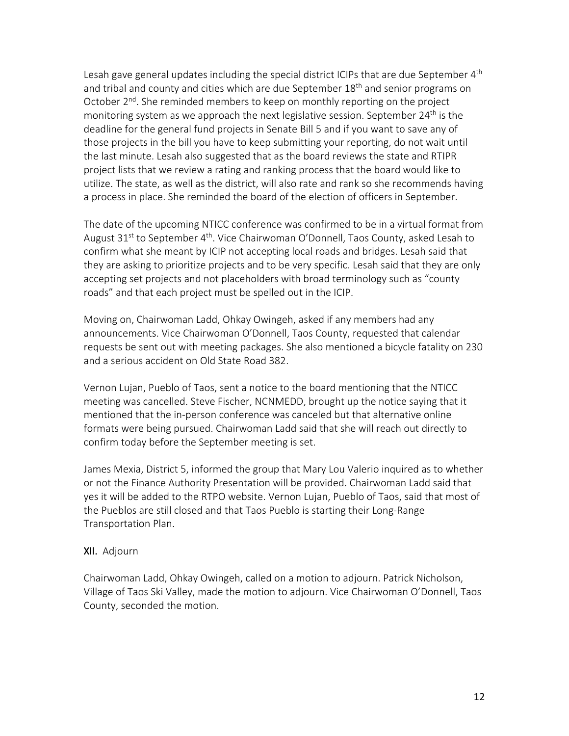Lesah gave general updates including the special district ICIPs that are due September 4th and tribal and county and cities which are due September 18th and senior programs on October 2nd. She reminded members to keep on monthly reporting on the project monitoring system as we approach the next legislative session. September 24th is the deadline for the general fund projects in Senate Bill 5 and if you want to save any of those projects in the bill you have to keep submitting your reporting, do not wait until the last minute. Lesah also suggested that as the board reviews the state and RTIPR project lists that we review a rating and ranking process that the board would like to utilize. The state, as well as the district, will also rate and rank so she recommends having a process in place. She reminded the board of the election of officers in September.

The date of the upcoming NTICC conference was confirmed to be in a virtual format from August 31st to September 4th. Vice Chairwoman O'Donnell, Taos County, asked Lesah to confirm what she meant by ICIP not accepting local roads and bridges. Lesah said that they are asking to prioritize projects and to be very specific. Lesah said that they are only accepting set projects and not placeholders with broad terminology such as "county roads" and that each project must be spelled out in the ICIP.

Moving on, Chairwoman Ladd, Ohkay Owingeh, asked if any members had any announcements. Vice Chairwoman O'Donnell, Taos County, requested that calendar requests be sent out with meeting packages. She also mentioned a bicycle fatality on 230 and a serious accident on Old State Road 382.

Vernon Lujan, Pueblo of Taos, sent a notice to the board mentioning that the NTICC meeting was cancelled. Steve Fischer, NCNMEDD, brought up the notice saying that it mentioned that the in-person conference was canceled but that alternative online formats were being pursued. Chairwoman Ladd said that she will reach out directly to confirm today before the September meeting is set.

James Mexia, District 5, informed the group that Mary Lou Valerio inquired as to whether or not the Finance Authority Presentation will be provided. Chairwoman Ladd said that yes it will be added to the RTPO website. Vernon Lujan, Pueblo of Taos, said that most of the Pueblos are still closed and that Taos Pueblo is starting their Long-Range Transportation Plan.

**XII.** Adjourn

Chairwoman Ladd, Ohkay Owingeh, called on a motion to adjourn. Patrick Nicholson, Village of Taos Ski Valley, made the motion to adjourn. Vice Chairwoman O'Donnell, Taos County, seconded the motion.